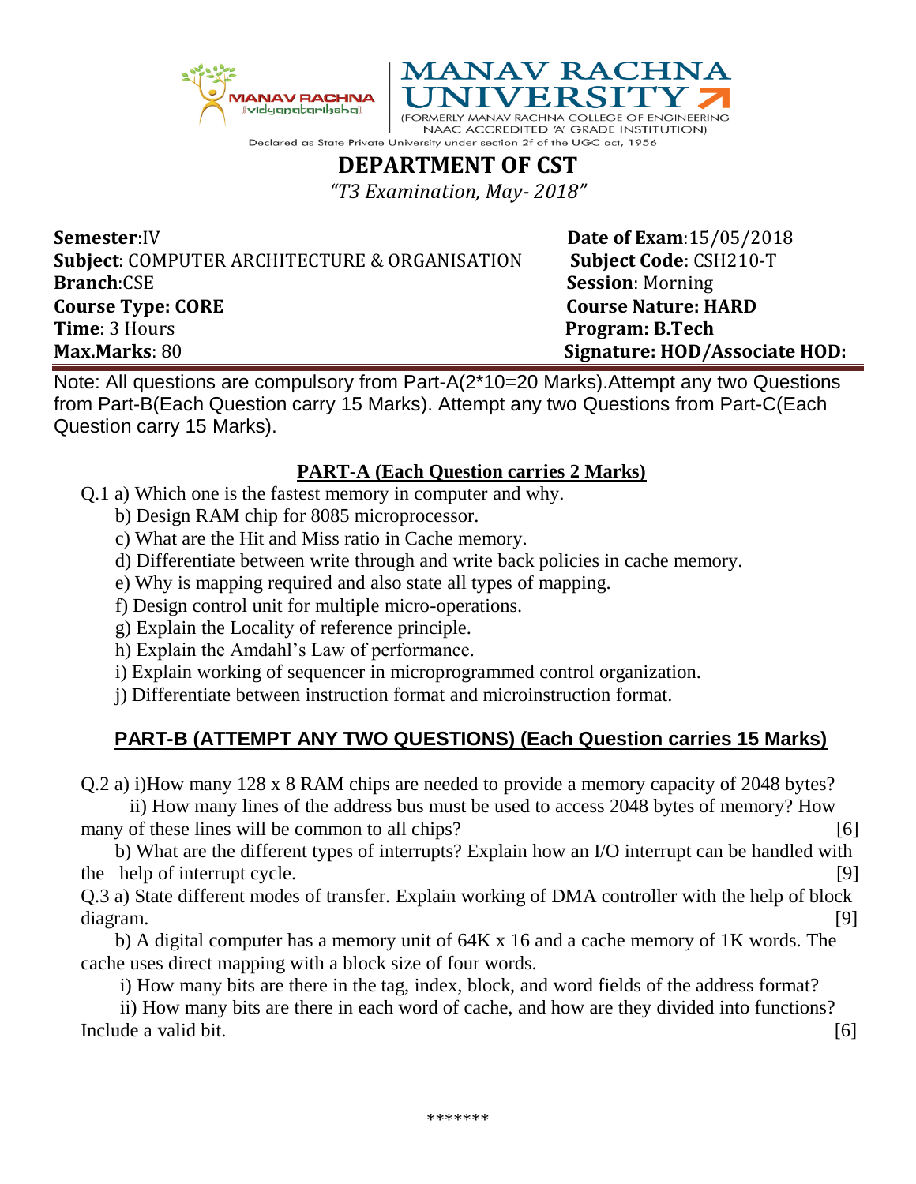MANAV RACHNA
Vidyanatarikshal

# MANAV RACHNA UNIVERSITY

(FORMERLY MANAV RACHNA COLLEGE OF ENGINEERING NAAC ACCREDITED 'A' GRADE INSTITUTION)

Declared as State Private University under section 2f of the UGC act, 1956

## DEPARTMENT OF CST

*"T3 Examination, May- 2018"*

**Semester**:IV **Date of Exam**:15/05/2018
**Subject**: COMPUTER ARCHITECTURE & ORGANISATION **Subject Code**: CSH210-T
**Branch**:CSE **Session**: Morning
**Course Type: CORE** **Course Nature: HARD**
**Time**: 3 Hours **Program: B.Tech**
**Max.Marks**: 80 **Signature: HOD/Associate HOD:**

Note: All questions are compulsory from Part-A(2*10=20 Marks).Attempt any two Questions from Part-B(Each Question carry 15 Marks). Attempt any two Questions from Part-C(Each Question carry 15 Marks).

### PART-A (Each Question carries 2 Marks)

Q.1 a) Which one is the fastest memory in computer and why.
b) Design RAM chip for 8085 microprocessor.
c) What are the Hit and Miss ratio in Cache memory.
d) Differentiate between write through and write back policies in cache memory.
e) Why is mapping required and also state all types of mapping.
f) Design control unit for multiple micro-operations.
g) Explain the Locality of reference principle.
h) Explain the Amdahl's Law of performance.
i) Explain working of sequencer in microprogrammed control organization.
j) Differentiate between instruction format and microinstruction format.

### PART-B (ATTEMPT ANY TWO QUESTIONS) (Each Question carries 15 Marks)

Q.2 a) i)How many 128 x 8 RAM chips are needed to provide a memory capacity of 2048 bytes?
ii) How many lines of the address bus must be used to access 2048 bytes of memory? How many of these lines will be common to all chips? [6]
b) What are the different types of interrupts? Explain how an I/O interrupt can be handled with the help of interrupt cycle. [9]

Q.3 a) State different modes of transfer. Explain working of DMA controller with the help of block diagram. [9]
b) A digital computer has a memory unit of 64K x 16 and a cache memory of 1K words. The cache uses direct mapping with a block size of four words.
i) How many bits are there in the tag, index, block, and word fields of the address format?
ii) How many bits are there in each word of cache, and how are they divided into functions? Include a valid bit. [6]

*******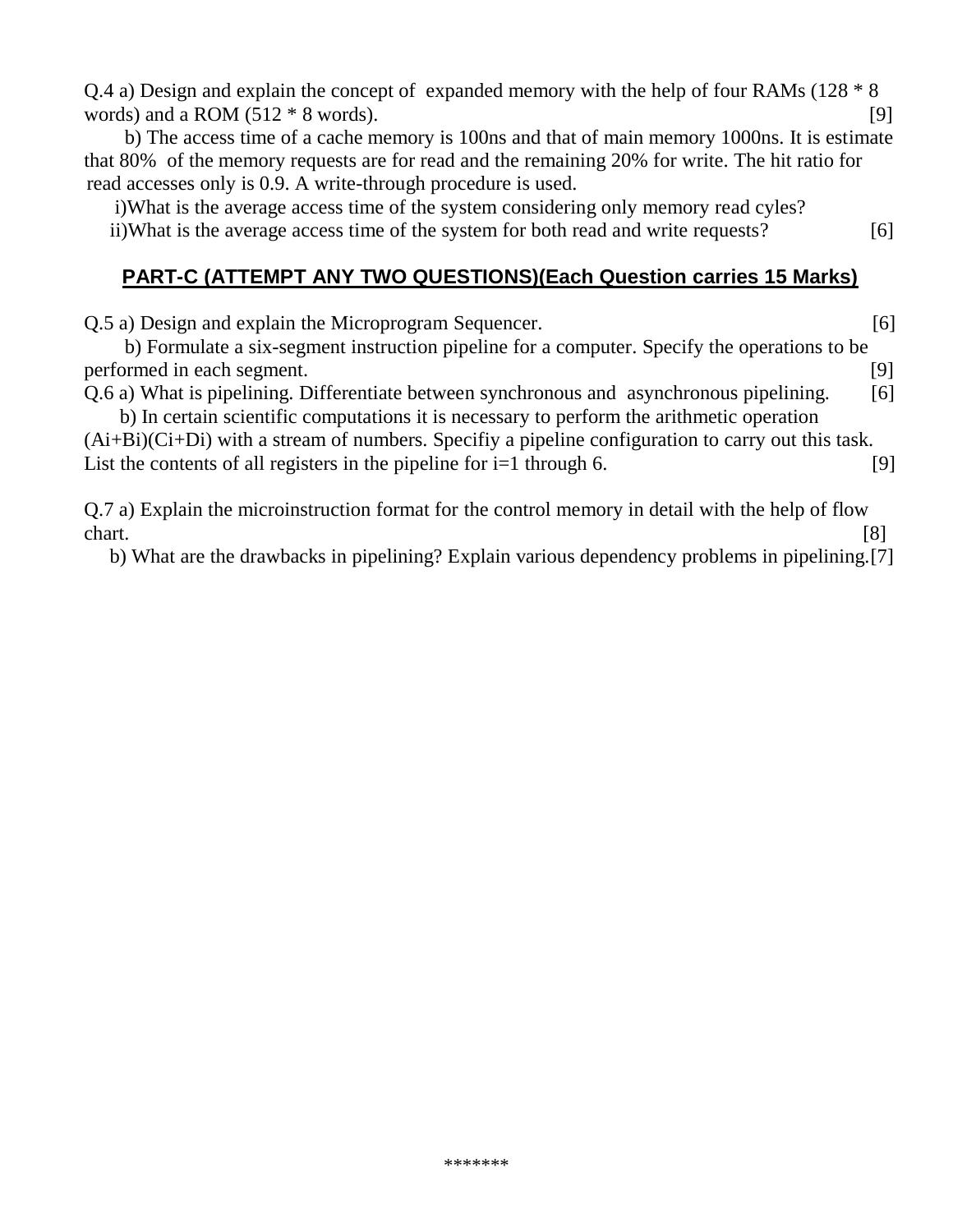Q.4 a) Design and explain the concept of expanded memory with the help of four RAMs (128 * 8 words) and a ROM (512 * 8 words). [9]

b) The access time of a cache memory is 100ns and that of main memory 1000ns. It is estimate that 80% of the memory requests are for read and the remaining 20% for write. The hit ratio for read accesses only is 0.9. A write-through procedure is used.

i)What is the average access time of the system considering only memory read cyles?

ii)What is the average access time of the system for both read and write requests? [6]

## PART-C (ATTEMPT ANY TWO QUESTIONS)(Each Question carries 15 Marks)

Q.5 a) Design and explain the Microprogram Sequencer. [6]

b) Formulate a six-segment instruction pipeline for a computer. Specify the operations to be performed in each segment. [9]

Q.6 a) What is pipelining. Differentiate between synchronous and asynchronous pipelining. [6]

b) In certain scientific computations it is necessary to perform the arithmetic operation (Ai+Bi)(Ci+Di) with a stream of numbers. Specifiy a pipeline configuration to carry out this task. List the contents of all registers in the pipeline for i=1 through 6. [9]

Q.7 a) Explain the microinstruction format for the control memory in detail with the help of flow chart. [8]

b) What are the drawbacks in pipelining? Explain various dependency problems in pipelining.[7]

*******